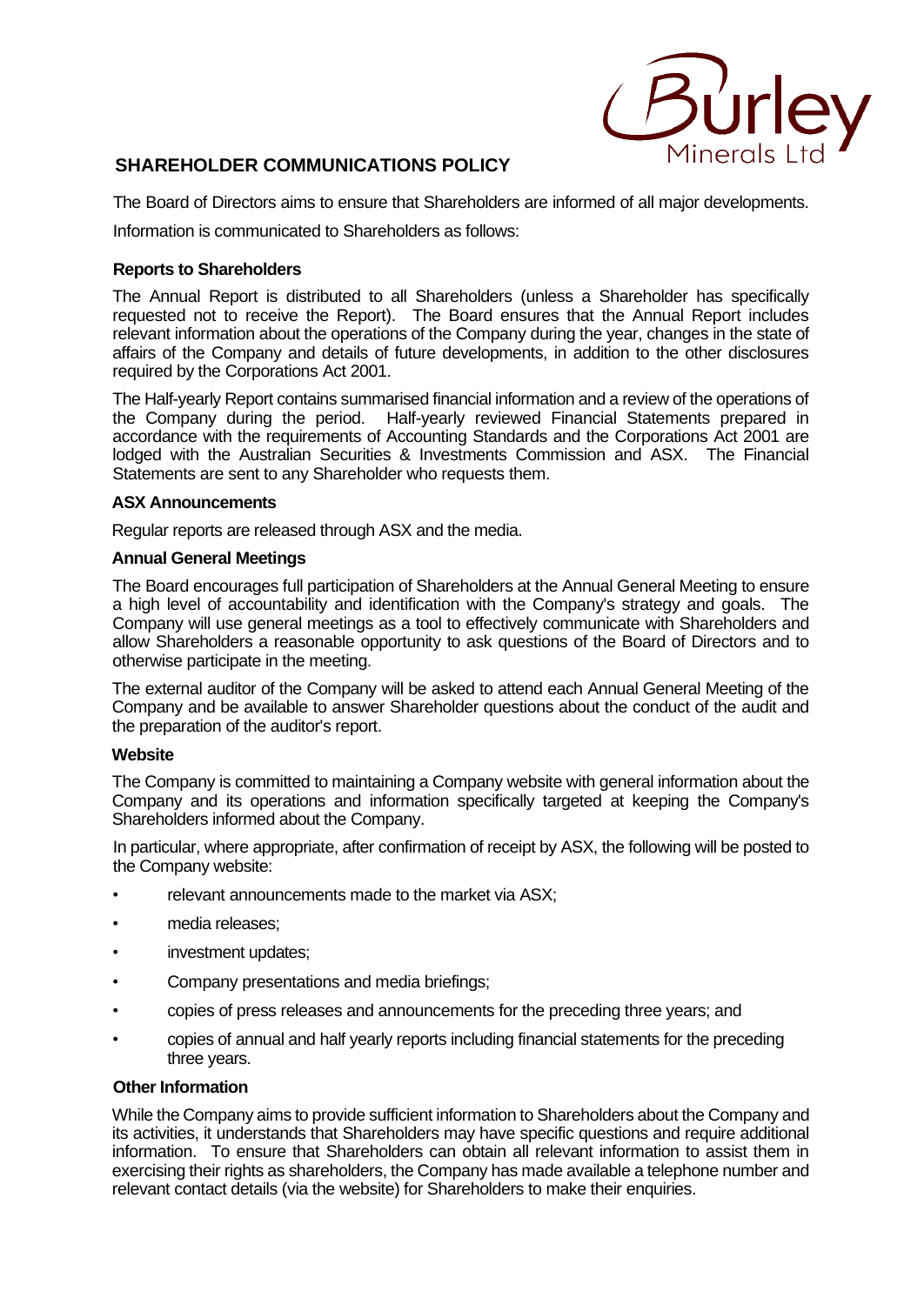Burley Minerals Ltd

# SHAREHOLDER COMMUNICATIONS POLICY

The Board of Directors aims to ensure that Shareholders are informed of all major developments.

Information is communicated to Shareholders as follows:

### Reports to Shareholders

The Annual Report is distributed to all Shareholders (unless a Shareholder has specifically requested not to receive the Report). The Board ensures that the Annual Report includes relevant information about the operations of the Company during the year, changes in the state of affairs of the Company and details of future developments, in addition to the other disclosures required by the Corporations Act 2001.

The Half-yearly Report contains summarised financial information and a review of the operations of the Company during the period. Half-yearly reviewed Financial Statements prepared in accordance with the requirements of Accounting Standards and the Corporations Act 2001 are lodged with the Australian Securities & Investments Commission and ASX. The Financial Statements are sent to any Shareholder who requests them.

### ASX Announcements

Regular reports are released through ASX and the media.

### Annual General Meetings

The Board encourages full participation of Shareholders at the Annual General Meeting to ensure a high level of accountability and identification with the Company's strategy and goals. The Company will use general meetings as a tool to effectively communicate with Shareholders and allow Shareholders a reasonable opportunity to ask questions of the Board of Directors and to otherwise participate in the meeting.

The external auditor of the Company will be asked to attend each Annual General Meeting of the Company and be available to answer Shareholder questions about the conduct of the audit and the preparation of the auditor's report.

### Website

The Company is committed to maintaining a Company website with general information about the Company and its operations and information specifically targeted at keeping the Company's Shareholders informed about the Company.

In particular, where appropriate, after confirmation of receipt by ASX, the following will be posted to the Company website:

- relevant announcements made to the market via ASX;
- media releases;
- investment updates;
- Company presentations and media briefings;
- copies of press releases and announcements for the preceding three years; and
- copies of annual and half yearly reports including financial statements for the preceding three years.

### Other Information

While the Company aims to provide sufficient information to Shareholders about the Company and its activities, it understands that Shareholders may have specific questions and require additional information. To ensure that Shareholders can obtain all relevant information to assist them in exercising their rights as shareholders, the Company has made available a telephone number and relevant contact details (via the website) for Shareholders to make their enquiries.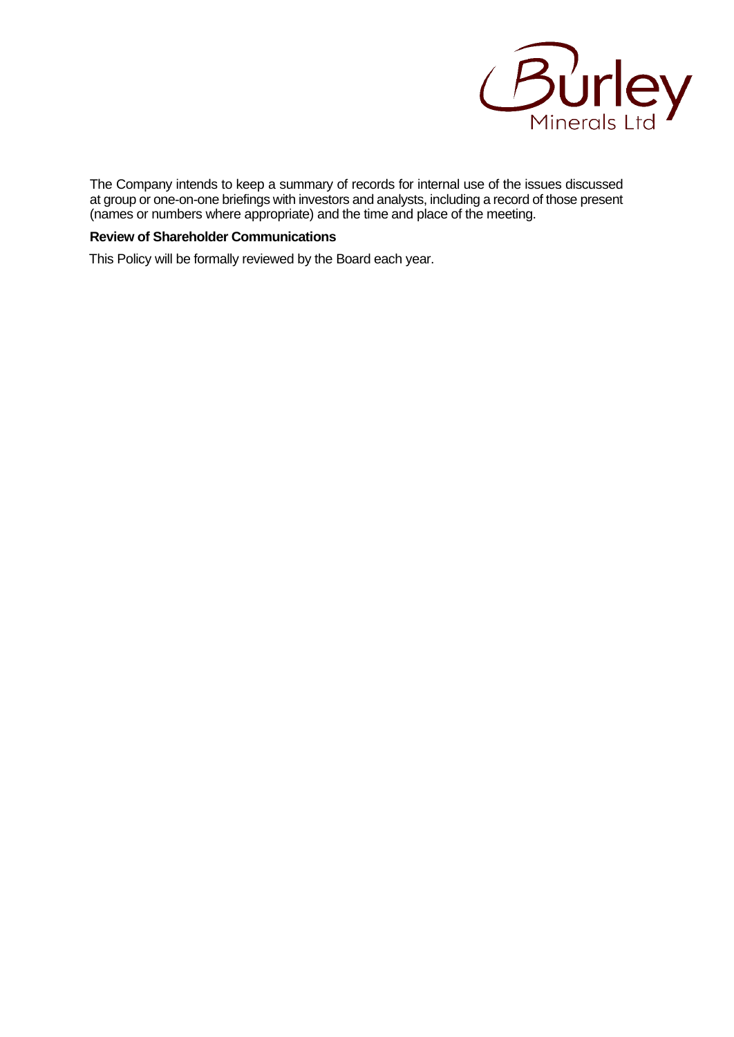The Company intends to keep a summary of records for internal use of the issues discussed at group or one-on-one briefings with investors and analysts, including a record of those present (names or numbers where appropriate) and the time and place of the meeting.

**Review of Shareholder Communications**

This Policy will be formally reviewed by the Board each year.